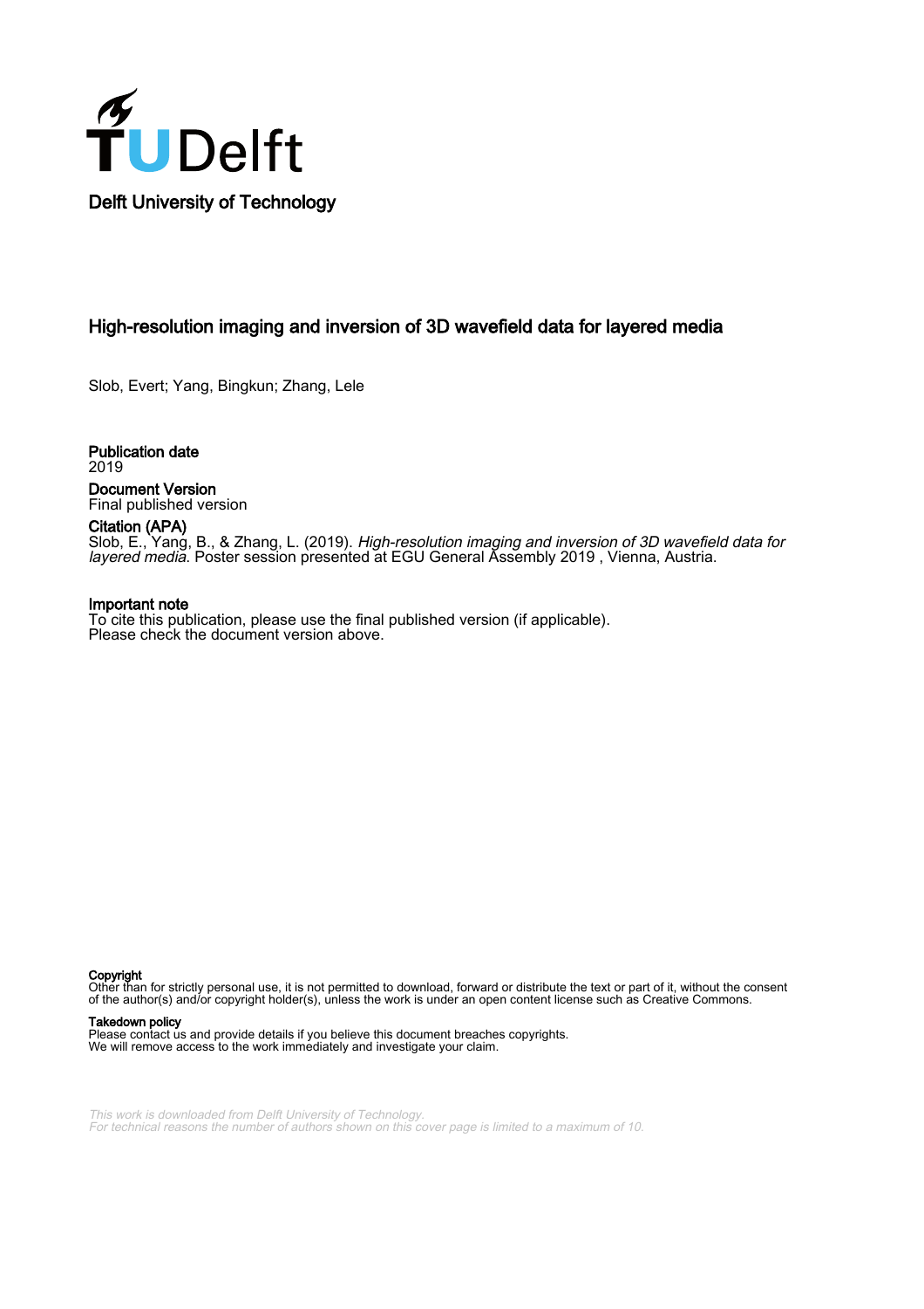Delft University of Technology

# High-resolution imaging and inversion of 3D wavefield data for layered media

Slob, Evert; Yang, Bingkun; Zhang, Lele

**Publication date**
2019

**Document Version**
Final published version

**Citation (APA)**
Slob, E., Yang, B., & Zhang, L. (2019). *High-resolution imaging and inversion of 3D wavefield data for layered media*. Poster session presented at EGU General Assembly 2019 , Vienna, Austria.

**Important note**
To cite this publication, please use the final published version (if applicable).
Please check the document version above.

**Copyright**
Other than for strictly personal use, it is not permitted to download, forward or distribute the text or part of it, without the consent of the author(s) and/or copyright holder(s), unless the work is under an open content license such as Creative Commons.

**Takedown policy**
Please contact us and provide details if you believe this document breaches copyrights.
We will remove access to the work immediately and investigate your claim.

*This work is downloaded from Delft University of Technology.*
*For technical reasons the number of authors shown on this cover page is limited to a maximum of 10.*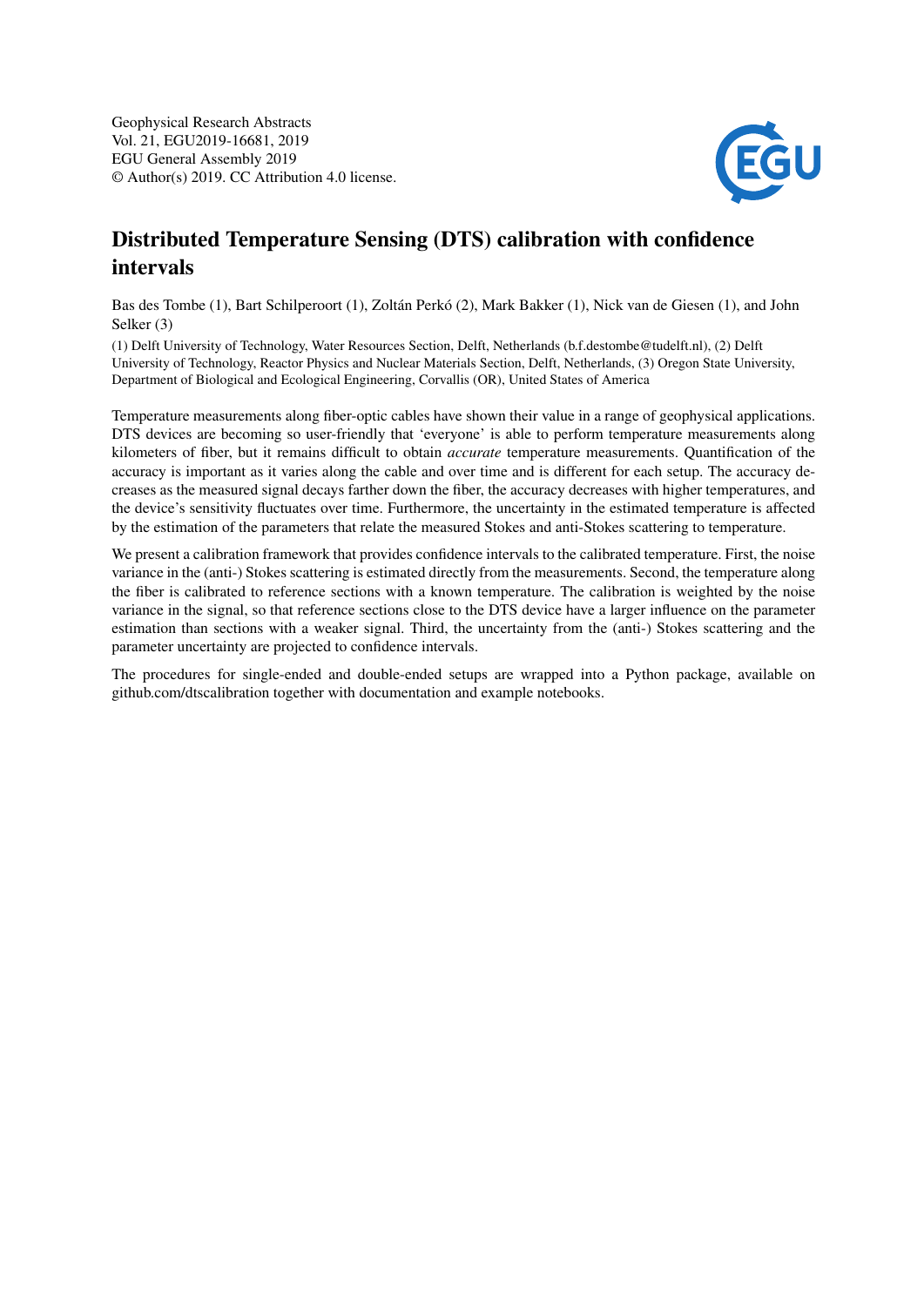Geophysical Research Abstracts
Vol. 21, EGU2019-16681, 2019
EGU General Assembly 2019
© Author(s) 2019. CC Attribution 4.0 license.

# Distributed Temperature Sensing (DTS) calibration with confidence intervals

Bas des Tombe (1), Bart Schilperoort (1), Zoltán Perkó (2), Mark Bakker (1), Nick van de Giesen (1), and John Selker (3)

(1) Delft University of Technology, Water Resources Section, Delft, Netherlands (b.f.destombe@tudelft.nl), (2) Delft University of Technology, Reactor Physics and Nuclear Materials Section, Delft, Netherlands, (3) Oregon State University, Department of Biological and Ecological Engineering, Corvallis (OR), United States of America

Temperature measurements along fiber-optic cables have shown their value in a range of geophysical applications. DTS devices are becoming so user-friendly that 'everyone' is able to perform temperature measurements along kilometers of fiber, but it remains difficult to obtain *accurate* temperature measurements. Quantification of the accuracy is important as it varies along the cable and over time and is different for each setup. The accuracy decreases as the measured signal decays farther down the fiber, the accuracy decreases with higher temperatures, and the device's sensitivity fluctuates over time. Furthermore, the uncertainty in the estimated temperature is affected by the estimation of the parameters that relate the measured Stokes and anti-Stokes scattering to temperature.

We present a calibration framework that provides confidence intervals to the calibrated temperature. First, the noise variance in the (anti-) Stokes scattering is estimated directly from the measurements. Second, the temperature along the fiber is calibrated to reference sections with a known temperature. The calibration is weighted by the noise variance in the signal, so that reference sections close to the DTS device have a larger influence on the parameter estimation than sections with a weaker signal. Third, the uncertainty from the (anti-) Stokes scattering and the parameter uncertainty are projected to confidence intervals.

The procedures for single-ended and double-ended setups are wrapped into a Python package, available on github.com/dtscalibration together with documentation and example notebooks.